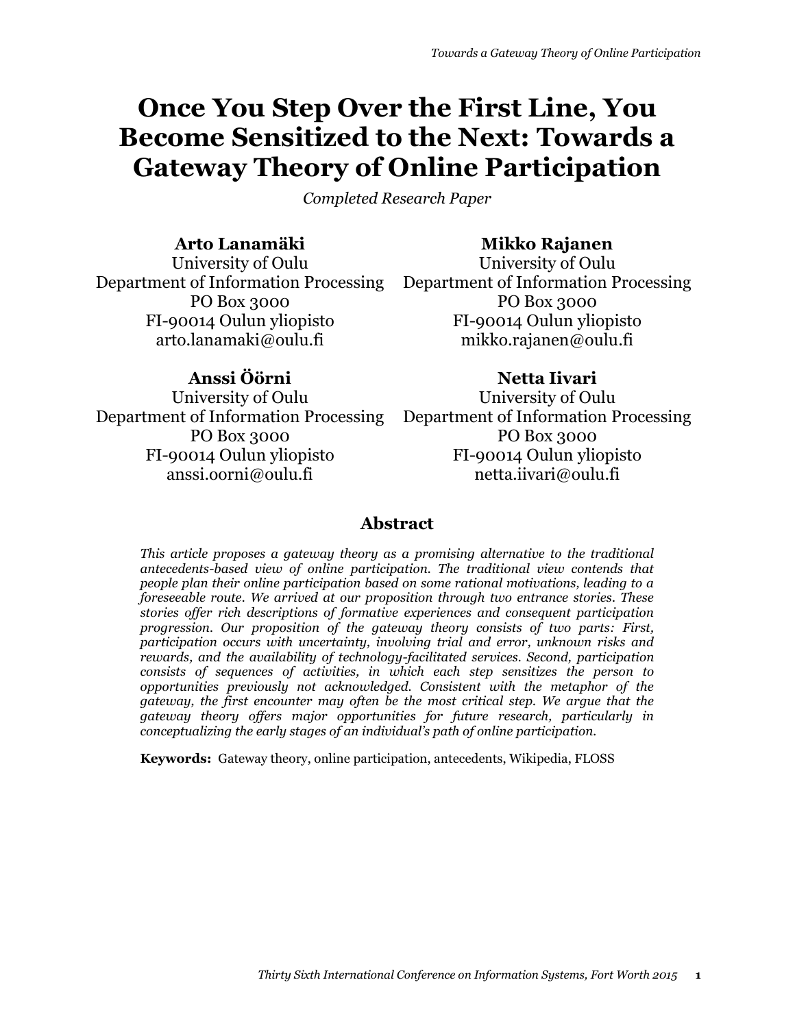# Once You Step Over the First Line, You Become Sensitized to the Next: Towards a Gateway Theory of Online Participation

*Completed Research Paper*

**Arto Lanamäki**
University of Oulu
Department of Information Processing
PO Box 3000
FI-90014 Oulun yliopisto
arto.lanamaki@oulu.fi

**Mikko Rajanen**
University of Oulu
Department of Information Processing
PO Box 3000
FI-90014 Oulun yliopisto
mikko.rajanen@oulu.fi

**Anssi Öörni**
University of Oulu
Department of Information Processing
PO Box 3000
FI-90014 Oulun yliopisto
anssi.oorni@oulu.fi

**Netta Iivari**
University of Oulu
Department of Information Processing
PO Box 3000
FI-90014 Oulun yliopisto
netta.iivari@oulu.fi

## Abstract

*This article proposes a gateway theory as a promising alternative to the traditional antecedents-based view of online participation. The traditional view contends that people plan their online participation based on some rational motivations, leading to a foreseeable route. We arrived at our proposition through two entrance stories. These stories offer rich descriptions of formative experiences and consequent participation progression. Our proposition of the gateway theory consists of two parts: First, participation occurs with uncertainty, involving trial and error, unknown risks and rewards, and the availability of technology-facilitated services. Second, participation consists of sequences of activities, in which each step sensitizes the person to opportunities previously not acknowledged. Consistent with the metaphor of the gateway, the first encounter may often be the most critical step. We argue that the gateway theory offers major opportunities for future research, particularly in conceptualizing the early stages of an individual's path of online participation.*

**Keywords:** Gateway theory, online participation, antecedents, Wikipedia, FLOSS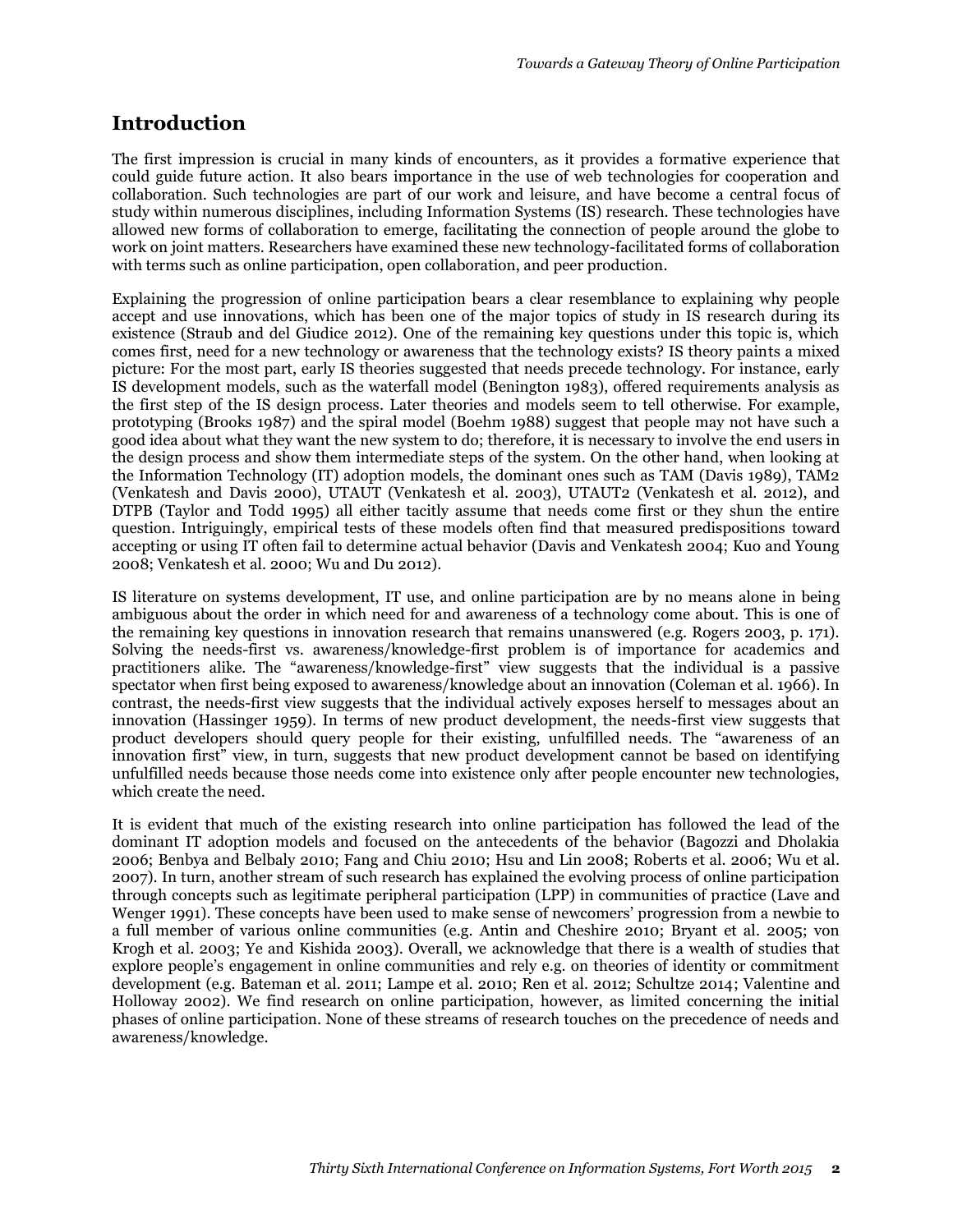## Introduction

The first impression is crucial in many kinds of encounters, as it provides a formative experience that could guide future action. It also bears importance in the use of web technologies for cooperation and collaboration. Such technologies are part of our work and leisure, and have become a central focus of study within numerous disciplines, including Information Systems (IS) research. These technologies have allowed new forms of collaboration to emerge, facilitating the connection of people around the globe to work on joint matters. Researchers have examined these new technology-facilitated forms of collaboration with terms such as online participation, open collaboration, and peer production.

Explaining the progression of online participation bears a clear resemblance to explaining why people accept and use innovations, which has been one of the major topics of study in IS research during its existence (Straub and del Giudice 2012). One of the remaining key questions under this topic is, which comes first, need for a new technology or awareness that the technology exists? IS theory paints a mixed picture: For the most part, early IS theories suggested that needs precede technology. For instance, early IS development models, such as the waterfall model (Benington 1983), offered requirements analysis as the first step of the IS design process. Later theories and models seem to tell otherwise. For example, prototyping (Brooks 1987) and the spiral model (Boehm 1988) suggest that people may not have such a good idea about what they want the new system to do; therefore, it is necessary to involve the end users in the design process and show them intermediate steps of the system. On the other hand, when looking at the Information Technology (IT) adoption models, the dominant ones such as TAM (Davis 1989), TAM2 (Venkatesh and Davis 2000), UTAUT (Venkatesh et al. 2003), UTAUT2 (Venkatesh et al. 2012), and DTPB (Taylor and Todd 1995) all either tacitly assume that needs come first or they shun the entire question. Intriguingly, empirical tests of these models often find that measured predispositions toward accepting or using IT often fail to determine actual behavior (Davis and Venkatesh 2004; Kuo and Young 2008; Venkatesh et al. 2000; Wu and Du 2012).

IS literature on systems development, IT use, and online participation are by no means alone in being ambiguous about the order in which need for and awareness of a technology come about. This is one of the remaining key questions in innovation research that remains unanswered (e.g. Rogers 2003, p. 171). Solving the needs-first vs. awareness/knowledge-first problem is of importance for academics and practitioners alike. The "awareness/knowledge-first" view suggests that the individual is a passive spectator when first being exposed to awareness/knowledge about an innovation (Coleman et al. 1966). In contrast, the needs-first view suggests that the individual actively exposes herself to messages about an innovation (Hassinger 1959). In terms of new product development, the needs-first view suggests that product developers should query people for their existing, unfulfilled needs. The "awareness of an innovation first" view, in turn, suggests that new product development cannot be based on identifying unfulfilled needs because those needs come into existence only after people encounter new technologies, which create the need.

It is evident that much of the existing research into online participation has followed the lead of the dominant IT adoption models and focused on the antecedents of the behavior (Bagozzi and Dholakia 2006; Benbya and Belbaly 2010; Fang and Chiu 2010; Hsu and Lin 2008; Roberts et al. 2006; Wu et al. 2007). In turn, another stream of such research has explained the evolving process of online participation through concepts such as legitimate peripheral participation (LPP) in communities of practice (Lave and Wenger 1991). These concepts have been used to make sense of newcomers' progression from a newbie to a full member of various online communities (e.g. Antin and Cheshire 2010; Bryant et al. 2005; von Krogh et al. 2003; Ye and Kishida 2003). Overall, we acknowledge that there is a wealth of studies that explore people's engagement in online communities and rely e.g. on theories of identity or commitment development (e.g. Bateman et al. 2011; Lampe et al. 2010; Ren et al. 2012; Schultze 2014; Valentine and Holloway 2002). We find research on online participation, however, as limited concerning the initial phases of online participation. None of these streams of research touches on the precedence of needs and awareness/knowledge.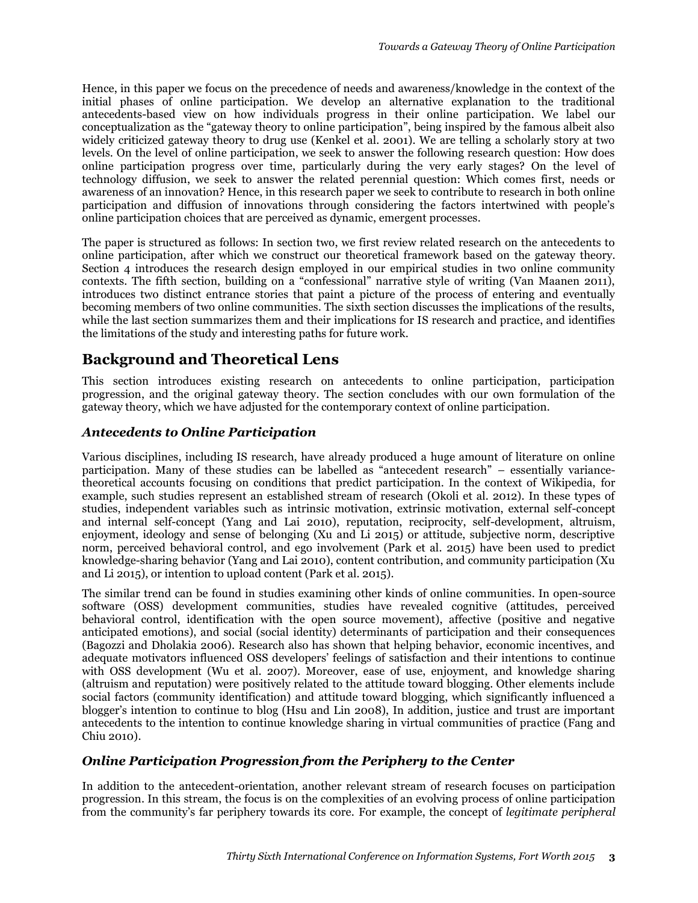Hence, in this paper we focus on the precedence of needs and awareness/knowledge in the context of the initial phases of online participation. We develop an alternative explanation to the traditional antecedents-based view on how individuals progress in their online participation. We label our conceptualization as the "gateway theory to online participation", being inspired by the famous albeit also widely criticized gateway theory to drug use (Kenkel et al. 2001). We are telling a scholarly story at two levels. On the level of online participation, we seek to answer the following research question: How does online participation progress over time, particularly during the very early stages? On the level of technology diffusion, we seek to answer the related perennial question: Which comes first, needs or awareness of an innovation? Hence, in this research paper we seek to contribute to research in both online participation and diffusion of innovations through considering the factors intertwined with people's online participation choices that are perceived as dynamic, emergent processes.

The paper is structured as follows: In section two, we first review related research on the antecedents to online participation, after which we construct our theoretical framework based on the gateway theory. Section 4 introduces the research design employed in our empirical studies in two online community contexts. The fifth section, building on a "confessional" narrative style of writing (Van Maanen 2011), introduces two distinct entrance stories that paint a picture of the process of entering and eventually becoming members of two online communities. The sixth section discusses the implications of the results, while the last section summarizes them and their implications for IS research and practice, and identifies the limitations of the study and interesting paths for future work.

## Background and Theoretical Lens

This section introduces existing research on antecedents to online participation, participation progression, and the original gateway theory. The section concludes with our own formulation of the gateway theory, which we have adjusted for the contemporary context of online participation.

### *Antecedents to Online Participation*

Various disciplines, including IS research, have already produced a huge amount of literature on online participation. Many of these studies can be labelled as "antecedent research" – essentially variance-theoretical accounts focusing on conditions that predict participation. In the context of Wikipedia, for example, such studies represent an established stream of research (Okoli et al. 2012). In these types of studies, independent variables such as intrinsic motivation, extrinsic motivation, external self-concept and internal self-concept (Yang and Lai 2010), reputation, reciprocity, self-development, altruism, enjoyment, ideology and sense of belonging (Xu and Li 2015) or attitude, subjective norm, descriptive norm, perceived behavioral control, and ego involvement (Park et al. 2015) have been used to predict knowledge-sharing behavior (Yang and Lai 2010), content contribution, and community participation (Xu and Li 2015), or intention to upload content (Park et al. 2015).

The similar trend can be found in studies examining other kinds of online communities. In open-source software (OSS) development communities, studies have revealed cognitive (attitudes, perceived behavioral control, identification with the open source movement), affective (positive and negative anticipated emotions), and social (social identity) determinants of participation and their consequences (Bagozzi and Dholakia 2006). Research also has shown that helping behavior, economic incentives, and adequate motivators influenced OSS developers' feelings of satisfaction and their intentions to continue with OSS development (Wu et al. 2007). Moreover, ease of use, enjoyment, and knowledge sharing (altruism and reputation) were positively related to the attitude toward blogging. Other elements include social factors (community identification) and attitude toward blogging, which significantly influenced a blogger's intention to continue to blog (Hsu and Lin 2008), In addition, justice and trust are important antecedents to the intention to continue knowledge sharing in virtual communities of practice (Fang and Chiu 2010).

### *Online Participation Progression from the Periphery to the Center*

In addition to the antecedent-orientation, another relevant stream of research focuses on participation progression. In this stream, the focus is on the complexities of an evolving process of online participation from the community's far periphery towards its core. For example, the concept of *legitimate peripheral*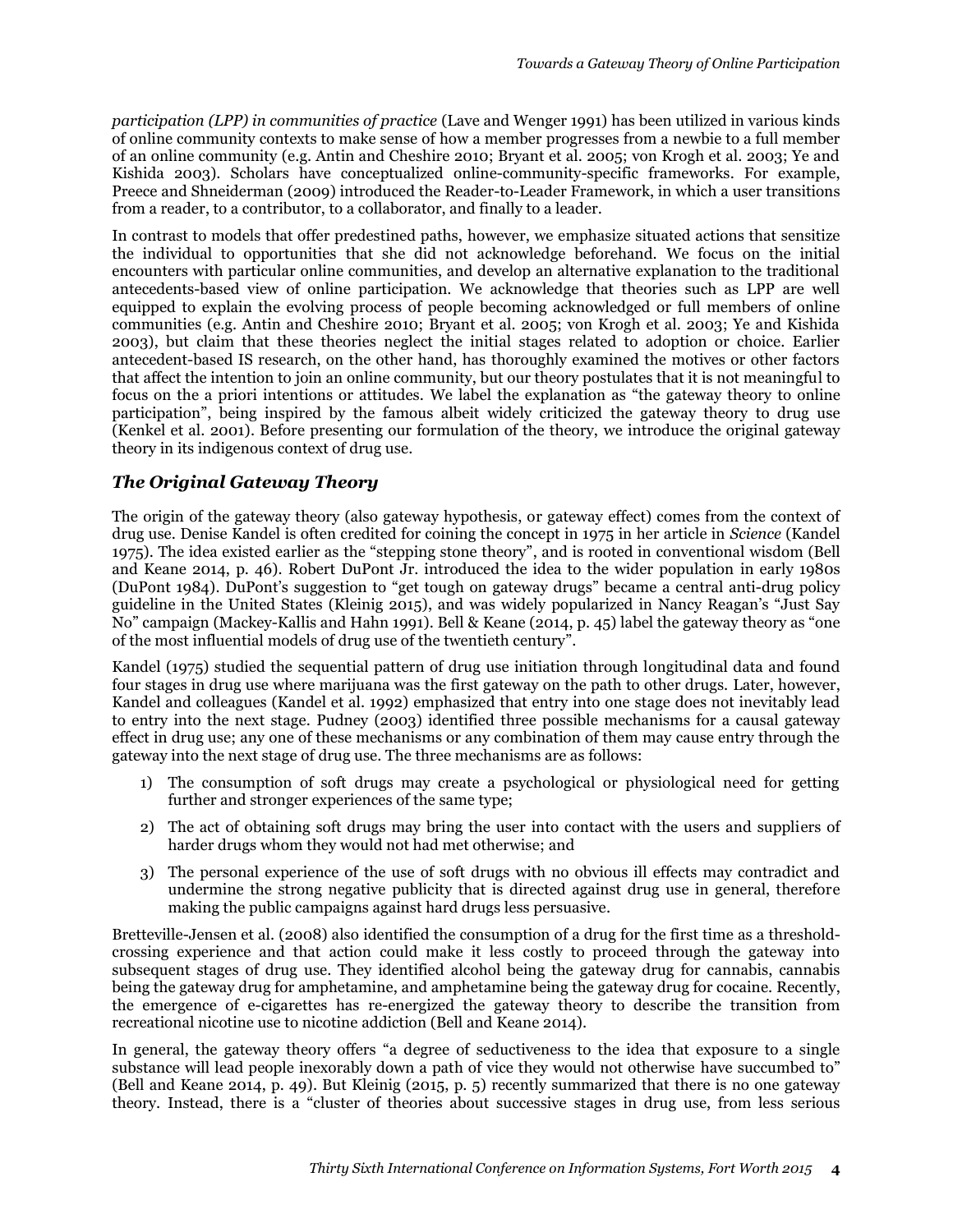*participation (LPP) in communities of practice* (Lave and Wenger 1991) has been utilized in various kinds of online community contexts to make sense of how a member progresses from a newbie to a full member of an online community (e.g. Antin and Cheshire 2010; Bryant et al. 2005; von Krogh et al. 2003; Ye and Kishida 2003). Scholars have conceptualized online-community-specific frameworks. For example, Preece and Shneiderman (2009) introduced the Reader-to-Leader Framework, in which a user transitions from a reader, to a contributor, to a collaborator, and finally to a leader.

In contrast to models that offer predestined paths, however, we emphasize situated actions that sensitize the individual to opportunities that she did not acknowledge beforehand. We focus on the initial encounters with particular online communities, and develop an alternative explanation to the traditional antecedents-based view of online participation. We acknowledge that theories such as LPP are well equipped to explain the evolving process of people becoming acknowledged or full members of online communities (e.g. Antin and Cheshire 2010; Bryant et al. 2005; von Krogh et al. 2003; Ye and Kishida 2003), but claim that these theories neglect the initial stages related to adoption or choice. Earlier antecedent-based IS research, on the other hand, has thoroughly examined the motives or other factors that affect the intention to join an online community, but our theory postulates that it is not meaningful to focus on the a priori intentions or attitudes. We label the explanation as "the gateway theory to online participation", being inspired by the famous albeit widely criticized the gateway theory to drug use (Kenkel et al. 2001). Before presenting our formulation of the theory, we introduce the original gateway theory in its indigenous context of drug use.

## *The Original Gateway Theory*

The origin of the gateway theory (also gateway hypothesis, or gateway effect) comes from the context of drug use. Denise Kandel is often credited for coining the concept in 1975 in her article in *Science* (Kandel 1975). The idea existed earlier as the "stepping stone theory", and is rooted in conventional wisdom (Bell and Keane 2014, p. 46). Robert DuPont Jr. introduced the idea to the wider population in early 1980s (DuPont 1984). DuPont's suggestion to "get tough on gateway drugs" became a central anti-drug policy guideline in the United States (Kleinig 2015), and was widely popularized in Nancy Reagan's "Just Say No" campaign (Mackey-Kallis and Hahn 1991). Bell & Keane (2014, p. 45) label the gateway theory as "one of the most influential models of drug use of the twentieth century".

Kandel (1975) studied the sequential pattern of drug use initiation through longitudinal data and found four stages in drug use where marijuana was the first gateway on the path to other drugs. Later, however, Kandel and colleagues (Kandel et al. 1992) emphasized that entry into one stage does not inevitably lead to entry into the next stage. Pudney (2003) identified three possible mechanisms for a causal gateway effect in drug use; any one of these mechanisms or any combination of them may cause entry through the gateway into the next stage of drug use. The three mechanisms are as follows:

1) The consumption of soft drugs may create a psychological or physiological need for getting further and stronger experiences of the same type;
2) The act of obtaining soft drugs may bring the user into contact with the users and suppliers of harder drugs whom they would not had met otherwise; and
3) The personal experience of the use of soft drugs with no obvious ill effects may contradict and undermine the strong negative publicity that is directed against drug use in general, therefore making the public campaigns against hard drugs less persuasive.

Bretteville-Jensen et al. (2008) also identified the consumption of a drug for the first time as a threshold-crossing experience and that action could make it less costly to proceed through the gateway into subsequent stages of drug use. They identified alcohol being the gateway drug for cannabis, cannabis being the gateway drug for amphetamine, and amphetamine being the gateway drug for cocaine. Recently, the emergence of e-cigarettes has re-energized the gateway theory to describe the transition from recreational nicotine use to nicotine addiction (Bell and Keane 2014).

In general, the gateway theory offers "a degree of seductiveness to the idea that exposure to a single substance will lead people inexorably down a path of vice they would not otherwise have succumbed to" (Bell and Keane 2014, p. 49). But Kleinig (2015, p. 5) recently summarized that there is no one gateway theory. Instead, there is a "cluster of theories about successive stages in drug use, from less serious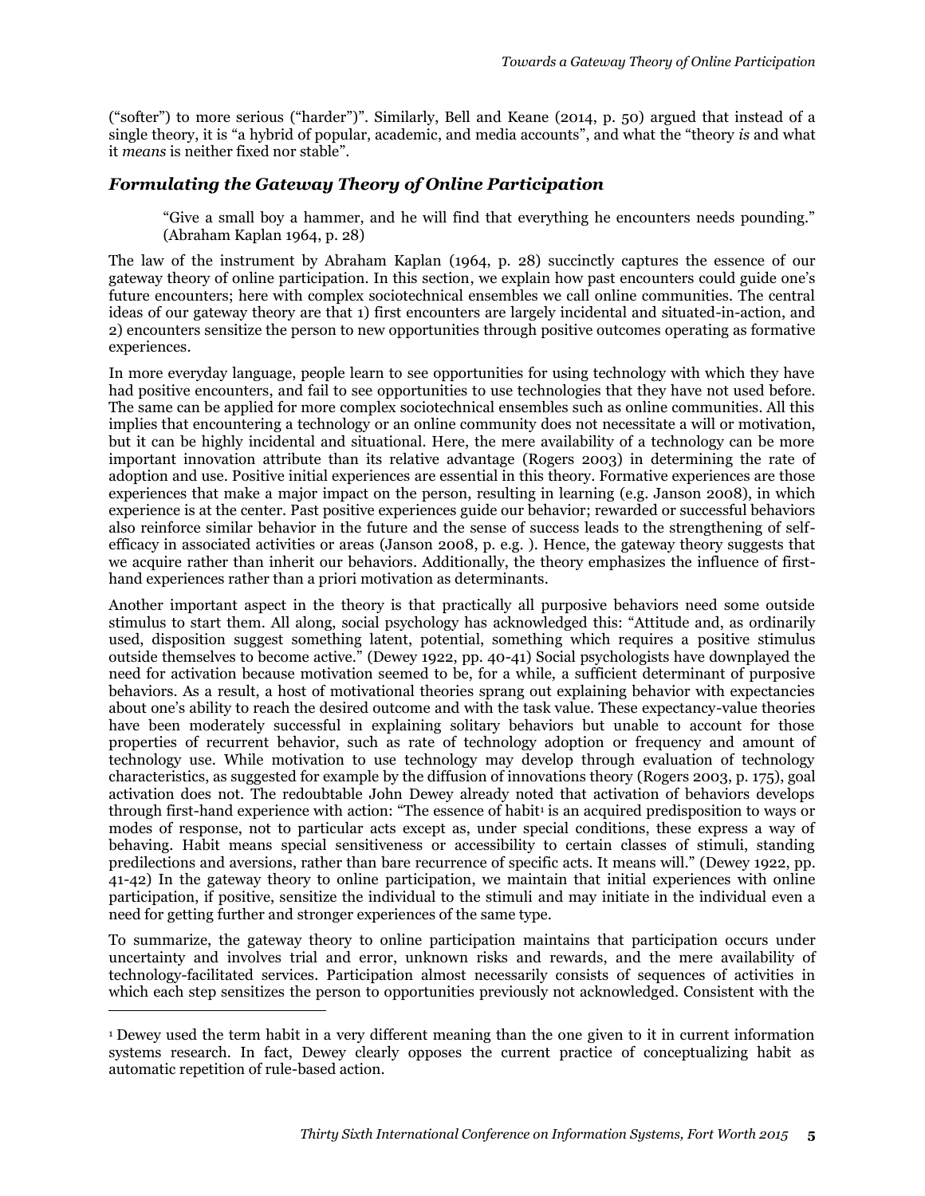("softer") to more serious ("harder")". Similarly, Bell and Keane (2014, p. 50) argued that instead of a single theory, it is "a hybrid of popular, academic, and media accounts", and what the "theory *is* and what it *means* is neither fixed nor stable".

### *Formulating the Gateway Theory of Online Participation*

> "Give a small boy a hammer, and he will find that everything he encounters needs pounding." (Abraham Kaplan 1964, p. 28)

The law of the instrument by Abraham Kaplan (1964, p. 28) succinctly captures the essence of our gateway theory of online participation. In this section, we explain how past encounters could guide one's future encounters; here with complex sociotechnical ensembles we call online communities. The central ideas of our gateway theory are that 1) first encounters are largely incidental and situated-in-action, and 2) encounters sensitize the person to new opportunities through positive outcomes operating as formative experiences.

In more everyday language, people learn to see opportunities for using technology with which they have had positive encounters, and fail to see opportunities to use technologies that they have not used before. The same can be applied for more complex sociotechnical ensembles such as online communities. All this implies that encountering a technology or an online community does not necessitate a will or motivation, but it can be highly incidental and situational. Here, the mere availability of a technology can be more important innovation attribute than its relative advantage (Rogers 2003) in determining the rate of adoption and use. Positive initial experiences are essential in this theory. Formative experiences are those experiences that make a major impact on the person, resulting in learning (e.g. Janson 2008), in which experience is at the center. Past positive experiences guide our behavior; rewarded or successful behaviors also reinforce similar behavior in the future and the sense of success leads to the strengthening of self-efficacy in associated activities or areas (Janson 2008, p. e.g. ). Hence, the gateway theory suggests that we acquire rather than inherit our behaviors. Additionally, the theory emphasizes the influence of first-hand experiences rather than a priori motivation as determinants.

Another important aspect in the theory is that practically all purposive behaviors need some outside stimulus to start them. All along, social psychology has acknowledged this: "Attitude and, as ordinarily used, disposition suggest something latent, potential, something which requires a positive stimulus outside themselves to become active." (Dewey 1922, pp. 40-41) Social psychologists have downplayed the need for activation because motivation seemed to be, for a while, a sufficient determinant of purposive behaviors. As a result, a host of motivational theories sprang out explaining behavior with expectancies about one's ability to reach the desired outcome and with the task value. These expectancy-value theories have been moderately successful in explaining solitary behaviors but unable to account for those properties of recurrent behavior, such as rate of technology adoption or frequency and amount of technology use. While motivation to use technology may develop through evaluation of technology characteristics, as suggested for example by the diffusion of innovations theory (Rogers 2003, p. 175), goal activation does not. The redoubtable John Dewey already noted that activation of behaviors develops through first-hand experience with action: "The essence of habit[1] is an acquired predisposition to ways or modes of response, not to particular acts except as, under special conditions, these express a way of behaving. Habit means special sensitiveness or accessibility to certain classes of stimuli, standing predilections and aversions, rather than bare recurrence of specific acts. It means will." (Dewey 1922, pp. 41-42) In the gateway theory to online participation, we maintain that initial experiences with online participation, if positive, sensitize the individual to the stimuli and may initiate in the individual even a need for getting further and stronger experiences of the same type.

To summarize, the gateway theory to online participation maintains that participation occurs under uncertainty and involves trial and error, unknown risks and rewards, and the mere availability of technology-facilitated services. Participation almost necessarily consists of sequences of activities in which each step sensitizes the person to opportunities previously not acknowledged. Consistent with the

---

[1] Dewey used the term habit in a very different meaning than the one given to it in current information systems research. In fact, Dewey clearly opposes the current practice of conceptualizing habit as automatic repetition of rule-based action.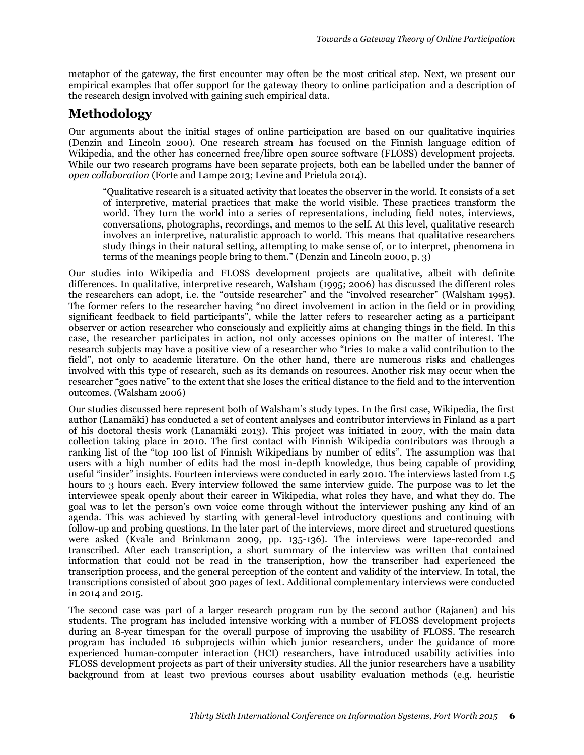metaphor of the gateway, the first encounter may often be the most critical step. Next, we present our empirical examples that offer support for the gateway theory to online participation and a description of the research design involved with gaining such empirical data.

## Methodology

Our arguments about the initial stages of online participation are based on our qualitative inquiries (Denzin and Lincoln 2000). One research stream has focused on the Finnish language edition of Wikipedia, and the other has concerned free/libre open source software (FLOSS) development projects. While our two research programs have been separate projects, both can be labelled under the banner of *open collaboration* (Forte and Lampe 2013; Levine and Prietula 2014).

> "Qualitative research is a situated activity that locates the observer in the world. It consists of a set of interpretive, material practices that make the world visible. These practices transform the world. They turn the world into a series of representations, including field notes, interviews, conversations, photographs, recordings, and memos to the self. At this level, qualitative research involves an interpretive, naturalistic approach to world. This means that qualitative researchers study things in their natural setting, attempting to make sense of, or to interpret, phenomena in terms of the meanings people bring to them." (Denzin and Lincoln 2000, p. 3)

Our studies into Wikipedia and FLOSS development projects are qualitative, albeit with definite differences. In qualitative, interpretive research, Walsham (1995; 2006) has discussed the different roles the researchers can adopt, i.e. the "outside researcher" and the "involved researcher" (Walsham 1995). The former refers to the researcher having "no direct involvement in action in the field or in providing significant feedback to field participants", while the latter refers to researcher acting as a participant observer or action researcher who consciously and explicitly aims at changing things in the field. In this case, the researcher participates in action, not only accesses opinions on the matter of interest. The research subjects may have a positive view of a researcher who "tries to make a valid contribution to the field", not only to academic literature. On the other hand, there are numerous risks and challenges involved with this type of research, such as its demands on resources. Another risk may occur when the researcher "goes native" to the extent that she loses the critical distance to the field and to the intervention outcomes. (Walsham 2006)

Our studies discussed here represent both of Walsham's study types. In the first case, Wikipedia, the first author (Lanamäki) has conducted a set of content analyses and contributor interviews in Finland as a part of his doctoral thesis work (Lanamäki 2013). This project was initiated in 2007, with the main data collection taking place in 2010. The first contact with Finnish Wikipedia contributors was through a ranking list of the "top 100 list of Finnish Wikipedians by number of edits". The assumption was that users with a high number of edits had the most in-depth knowledge, thus being capable of providing useful "insider" insights. Fourteen interviews were conducted in early 2010. The interviews lasted from 1.5 hours to 3 hours each. Every interview followed the same interview guide. The purpose was to let the interviewee speak openly about their career in Wikipedia, what roles they have, and what they do. The goal was to let the person's own voice come through without the interviewer pushing any kind of an agenda. This was achieved by starting with general-level introductory questions and continuing with follow-up and probing questions. In the later part of the interviews, more direct and structured questions were asked (Kvale and Brinkmann 2009, pp. 135-136). The interviews were tape-recorded and transcribed. After each transcription, a short summary of the interview was written that contained information that could not be read in the transcription, how the transcriber had experienced the transcription process, and the general perception of the content and validity of the interview. In total, the transcriptions consisted of about 300 pages of text. Additional complementary interviews were conducted in 2014 and 2015.

The second case was part of a larger research program run by the second author (Rajanen) and his students. The program has included intensive working with a number of FLOSS development projects during an 8-year timespan for the overall purpose of improving the usability of FLOSS. The research program has included 16 subprojects within which junior researchers, under the guidance of more experienced human-computer interaction (HCI) researchers, have introduced usability activities into FLOSS development projects as part of their university studies. All the junior researchers have a usability background from at least two previous courses about usability evaluation methods (e.g. heuristic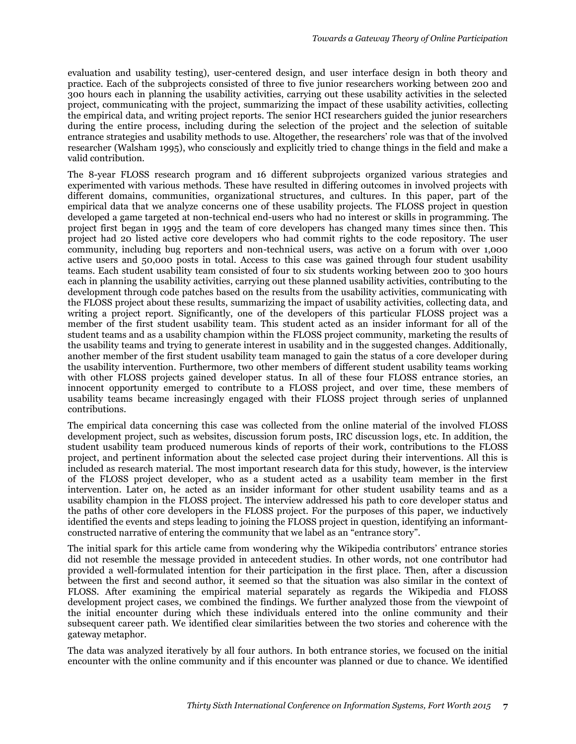evaluation and usability testing), user-centered design, and user interface design in both theory and practice. Each of the subprojects consisted of three to five junior researchers working between 200 and 300 hours each in planning the usability activities, carrying out these usability activities in the selected project, communicating with the project, summarizing the impact of these usability activities, collecting the empirical data, and writing project reports. The senior HCI researchers guided the junior researchers during the entire process, including during the selection of the project and the selection of suitable entrance strategies and usability methods to use. Altogether, the researchers' role was that of the involved researcher (Walsham 1995), who consciously and explicitly tried to change things in the field and make a valid contribution.

The 8-year FLOSS research program and 16 different subprojects organized various strategies and experimented with various methods. These have resulted in differing outcomes in involved projects with different domains, communities, organizational structures, and cultures. In this paper, part of the empirical data that we analyze concerns one of these usability projects. The FLOSS project in question developed a game targeted at non-technical end-users who had no interest or skills in programming. The project first began in 1995 and the team of core developers has changed many times since then. This project had 20 listed active core developers who had commit rights to the code repository. The user community, including bug reporters and non-technical users, was active on a forum with over 1,000 active users and 50,000 posts in total. Access to this case was gained through four student usability teams. Each student usability team consisted of four to six students working between 200 to 300 hours each in planning the usability activities, carrying out these planned usability activities, contributing to the development through code patches based on the results from the usability activities, communicating with the FLOSS project about these results, summarizing the impact of usability activities, collecting data, and writing a project report. Significantly, one of the developers of this particular FLOSS project was a member of the first student usability team. This student acted as an insider informant for all of the student teams and as a usability champion within the FLOSS project community, marketing the results of the usability teams and trying to generate interest in usability and in the suggested changes. Additionally, another member of the first student usability team managed to gain the status of a core developer during the usability intervention. Furthermore, two other members of different student usability teams working with other FLOSS projects gained developer status. In all of these four FLOSS entrance stories, an innocent opportunity emerged to contribute to a FLOSS project, and over time, these members of usability teams became increasingly engaged with their FLOSS project through series of unplanned contributions.

The empirical data concerning this case was collected from the online material of the involved FLOSS development project, such as websites, discussion forum posts, IRC discussion logs, etc. In addition, the student usability team produced numerous kinds of reports of their work, contributions to the FLOSS project, and pertinent information about the selected case project during their interventions. All this is included as research material. The most important research data for this study, however, is the interview of the FLOSS project developer, who as a student acted as a usability team member in the first intervention. Later on, he acted as an insider informant for other student usability teams and as a usability champion in the FLOSS project. The interview addressed his path to core developer status and the paths of other core developers in the FLOSS project. For the purposes of this paper, we inductively identified the events and steps leading to joining the FLOSS project in question, identifying an informant-constructed narrative of entering the community that we label as an "entrance story".

The initial spark for this article came from wondering why the Wikipedia contributors' entrance stories did not resemble the message provided in antecedent studies. In other words, not one contributor had provided a well-formulated intention for their participation in the first place. Then, after a discussion between the first and second author, it seemed so that the situation was also similar in the context of FLOSS. After examining the empirical material separately as regards the Wikipedia and FLOSS development project cases, we combined the findings. We further analyzed those from the viewpoint of the initial encounter during which these individuals entered into the online community and their subsequent career path. We identified clear similarities between the two stories and coherence with the gateway metaphor.

The data was analyzed iteratively by all four authors. In both entrance stories, we focused on the initial encounter with the online community and if this encounter was planned or due to chance. We identified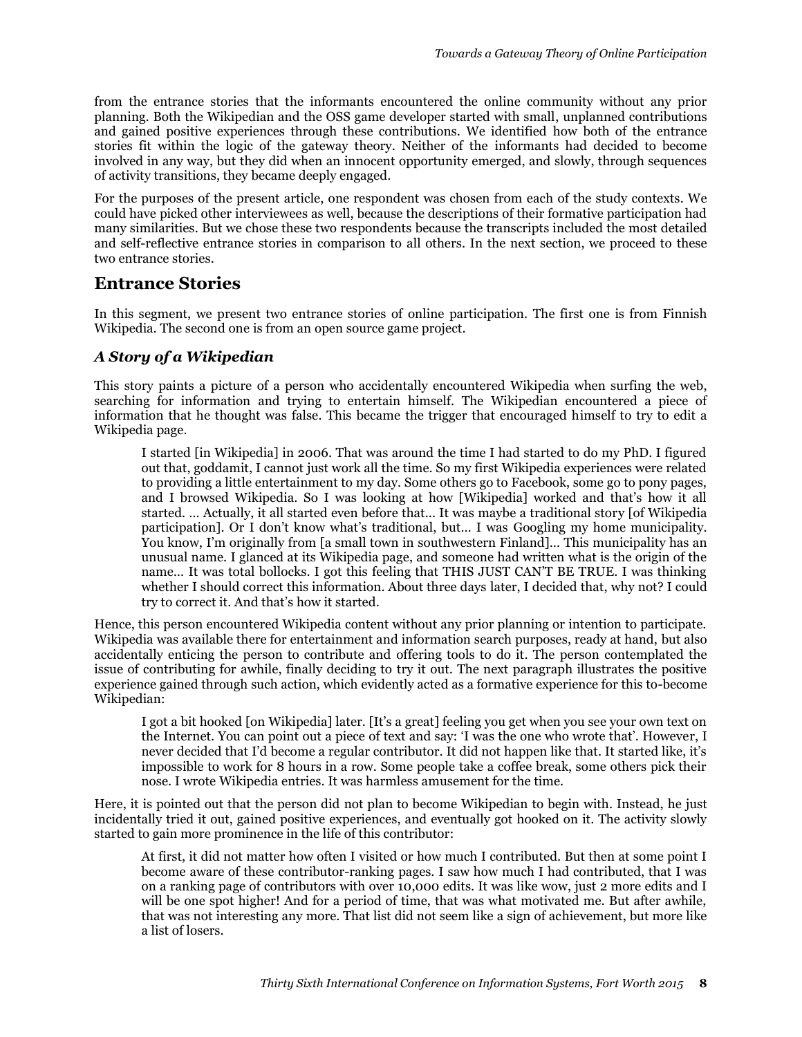from the entrance stories that the informants encountered the online community without any prior planning. Both the Wikipedian and the OSS game developer started with small, unplanned contributions and gained positive experiences through these contributions. We identified how both of the entrance stories fit within the logic of the gateway theory. Neither of the informants had decided to become involved in any way, but they did when an innocent opportunity emerged, and slowly, through sequences of activity transitions, they became deeply engaged.

For the purposes of the present article, one respondent was chosen from each of the study contexts. We could have picked other interviewees as well, because the descriptions of their formative participation had many similarities. But we chose these two respondents because the transcripts included the most detailed and self-reflective entrance stories in comparison to all others. In the next section, we proceed to these two entrance stories.

## Entrance Stories

In this segment, we present two entrance stories of online participation. The first one is from Finnish Wikipedia. The second one is from an open source game project.

### *A Story of a Wikipedian*

This story paints a picture of a person who accidentally encountered Wikipedia when surfing the web, searching for information and trying to entertain himself. The Wikipedian encountered a piece of information that he thought was false. This became the trigger that encouraged himself to try to edit a Wikipedia page.

> I started [in Wikipedia] in 2006. That was around the time I had started to do my PhD. I figured out that, goddamit, I cannot just work all the time. So my first Wikipedia experiences were related to providing a little entertainment to my day. Some others go to Facebook, some go to pony pages, and I browsed Wikipedia. So I was looking at how [Wikipedia] worked and that's how it all started. … Actually, it all started even before that… It was maybe a traditional story [of Wikipedia participation]. Or I don't know what's traditional, but… I was Googling my home municipality. You know, I'm originally from [a small town in southwestern Finland]… This municipality has an unusual name. I glanced at its Wikipedia page, and someone had written what is the origin of the name… It was total bollocks. I got this feeling that THIS JUST CAN'T BE TRUE. I was thinking whether I should correct this information. About three days later, I decided that, why not? I could try to correct it. And that's how it started.

Hence, this person encountered Wikipedia content without any prior planning or intention to participate. Wikipedia was available there for entertainment and information search purposes, ready at hand, but also accidentally enticing the person to contribute and offering tools to do it. The person contemplated the issue of contributing for awhile, finally deciding to try it out. The next paragraph illustrates the positive experience gained through such action, which evidently acted as a formative experience for this to-become Wikipedian:

> I got a bit hooked [on Wikipedia] later. [It's a great] feeling you get when you see your own text on the Internet. You can point out a piece of text and say: 'I was the one who wrote that'. However, I never decided that I'd become a regular contributor. It did not happen like that. It started like, it's impossible to work for 8 hours in a row. Some people take a coffee break, some others pick their nose. I wrote Wikipedia entries. It was harmless amusement for the time.

Here, it is pointed out that the person did not plan to become Wikipedian to begin with. Instead, he just incidentally tried it out, gained positive experiences, and eventually got hooked on it. The activity slowly started to gain more prominence in the life of this contributor:

> At first, it did not matter how often I visited or how much I contributed. But then at some point I become aware of these contributor-ranking pages. I saw how much I had contributed, that I was on a ranking page of contributors with over 10,000 edits. It was like wow, just 2 more edits and I will be one spot higher! And for a period of time, that was what motivated me. But after awhile, that was not interesting any more. That list did not seem like a sign of achievement, but more like a list of losers.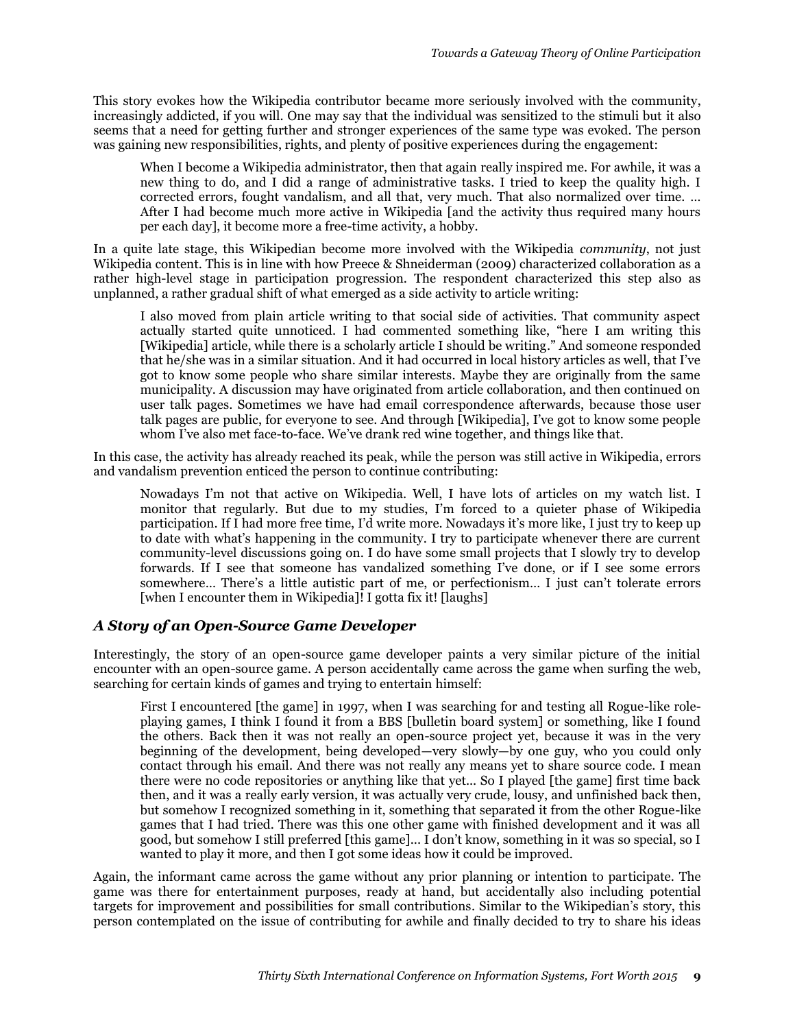This story evokes how the Wikipedia contributor became more seriously involved with the community, increasingly addicted, if you will. One may say that the individual was sensitized to the stimuli but it also seems that a need for getting further and stronger experiences of the same type was evoked. The person was gaining new responsibilities, rights, and plenty of positive experiences during the engagement:

> When I become a Wikipedia administrator, then that again really inspired me. For awhile, it was a new thing to do, and I did a range of administrative tasks. I tried to keep the quality high. I corrected errors, fought vandalism, and all that, very much. That also normalized over time. … After I had become much more active in Wikipedia [and the activity thus required many hours per each day], it become more a free-time activity, a hobby.

In a quite late stage, this Wikipedian become more involved with the Wikipedia *community*, not just Wikipedia content. This is in line with how Preece & Shneiderman (2009) characterized collaboration as a rather high-level stage in participation progression. The respondent characterized this step also as unplanned, a rather gradual shift of what emerged as a side activity to article writing:

> I also moved from plain article writing to that social side of activities. That community aspect actually started quite unnoticed. I had commented something like, "here I am writing this [Wikipedia] article, while there is a scholarly article I should be writing." And someone responded that he/she was in a similar situation. And it had occurred in local history articles as well, that I've got to know some people who share similar interests. Maybe they are originally from the same municipality. A discussion may have originated from article collaboration, and then continued on user talk pages. Sometimes we have had email correspondence afterwards, because those user talk pages are public, for everyone to see. And through [Wikipedia], I've got to know some people whom I've also met face-to-face. We've drank red wine together, and things like that.

In this case, the activity has already reached its peak, while the person was still active in Wikipedia, errors and vandalism prevention enticed the person to continue contributing:

> Nowadays I'm not that active on Wikipedia. Well, I have lots of articles on my watch list. I monitor that regularly. But due to my studies, I'm forced to a quieter phase of Wikipedia participation. If I had more free time, I'd write more. Nowadays it's more like, I just try to keep up to date with what's happening in the community. I try to participate whenever there are current community-level discussions going on. I do have some small projects that I slowly try to develop forwards. If I see that someone has vandalized something I've done, or if I see some errors somewhere… There's a little autistic part of me, or perfectionism… I just can't tolerate errors [when I encounter them in Wikipedia]! I gotta fix it! [laughs]

### *A Story of an Open-Source Game Developer*

Interestingly, the story of an open-source game developer paints a very similar picture of the initial encounter with an open-source game. A person accidentally came across the game when surfing the web, searching for certain kinds of games and trying to entertain himself:

> First I encountered [the game] in 1997, when I was searching for and testing all Rogue-like role-playing games, I think I found it from a BBS [bulletin board system] or something, like I found the others. Back then it was not really an open-source project yet, because it was in the very beginning of the development, being developed—very slowly—by one guy, who you could only contact through his email. And there was not really any means yet to share source code. I mean there were no code repositories or anything like that yet… So I played [the game] first time back then, and it was a really early version, it was actually very crude, lousy, and unfinished back then, but somehow I recognized something in it, something that separated it from the other Rogue-like games that I had tried. There was this one other game with finished development and it was all good, but somehow I still preferred [this game]… I don't know, something in it was so special, so I wanted to play it more, and then I got some ideas how it could be improved.

Again, the informant came across the game without any prior planning or intention to participate. The game was there for entertainment purposes, ready at hand, but accidentally also including potential targets for improvement and possibilities for small contributions. Similar to the Wikipedian's story, this person contemplated on the issue of contributing for awhile and finally decided to try to share his ideas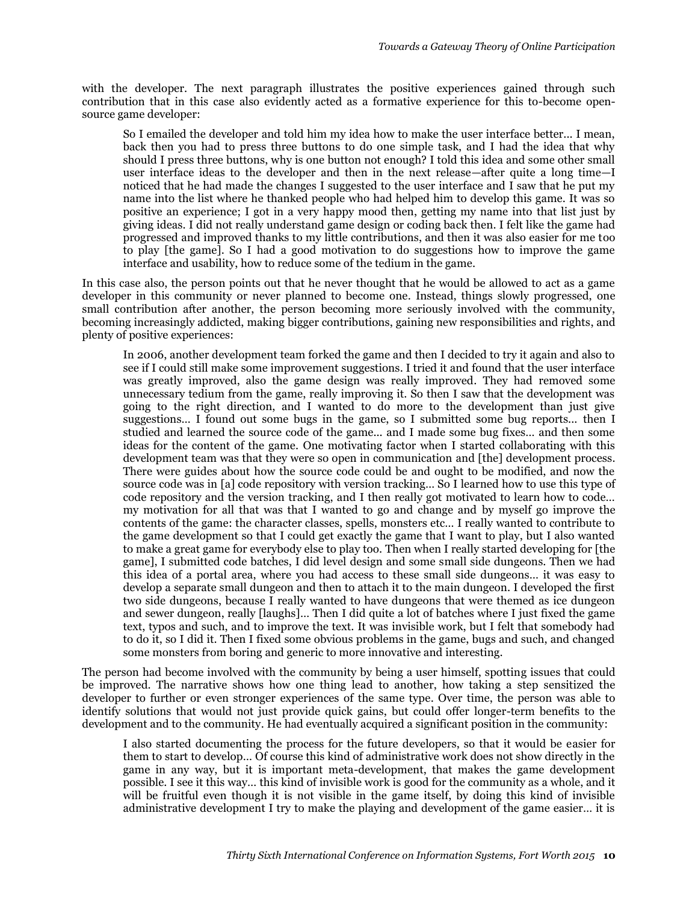with the developer. The next paragraph illustrates the positive experiences gained through such contribution that in this case also evidently acted as a formative experience for this to-become open-source game developer:

> So I emailed the developer and told him my idea how to make the user interface better… I mean, back then you had to press three buttons to do one simple task, and I had the idea that why should I press three buttons, why is one button not enough? I told this idea and some other small user interface ideas to the developer and then in the next release—after quite a long time—I noticed that he had made the changes I suggested to the user interface and I saw that he put my name into the list where he thanked people who had helped him to develop this game. It was so positive an experience; I got in a very happy mood then, getting my name into that list just by giving ideas. I did not really understand game design or coding back then. I felt like the game had progressed and improved thanks to my little contributions, and then it was also easier for me too to play [the game]. So I had a good motivation to do suggestions how to improve the game interface and usability, how to reduce some of the tedium in the game.

In this case also, the person points out that he never thought that he would be allowed to act as a game developer in this community or never planned to become one. Instead, things slowly progressed, one small contribution after another, the person becoming more seriously involved with the community, becoming increasingly addicted, making bigger contributions, gaining new responsibilities and rights, and plenty of positive experiences:

> In 2006, another development team forked the game and then I decided to try it again and also to see if I could still make some improvement suggestions. I tried it and found that the user interface was greatly improved, also the game design was really improved. They had removed some unnecessary tedium from the game, really improving it. So then I saw that the development was going to the right direction, and I wanted to do more to the development than just give suggestions… I found out some bugs in the game, so I submitted some bug reports… then I studied and learned the source code of the game… and I made some bug fixes… and then some ideas for the content of the game. One motivating factor when I started collaborating with this development team was that they were so open in communication and [the] development process. There were guides about how the source code could be and ought to be modified, and now the source code was in [a] code repository with version tracking… So I learned how to use this type of code repository and the version tracking, and I then really got motivated to learn how to code… my motivation for all that was that I wanted to go and change and by myself go improve the contents of the game: the character classes, spells, monsters etc… I really wanted to contribute to the game development so that I could get exactly the game that I want to play, but I also wanted to make a great game for everybody else to play too. Then when I really started developing for [the game], I submitted code batches, I did level design and some small side dungeons. Then we had this idea of a portal area, where you had access to these small side dungeons… it was easy to develop a separate small dungeon and then to attach it to the main dungeon. I developed the first two side dungeons, because I really wanted to have dungeons that were themed as ice dungeon and sewer dungeon, really [laughs]… Then I did quite a lot of batches where I just fixed the game text, typos and such, and to improve the text. It was invisible work, but I felt that somebody had to do it, so I did it. Then I fixed some obvious problems in the game, bugs and such, and changed some monsters from boring and generic to more innovative and interesting.

The person had become involved with the community by being a user himself, spotting issues that could be improved. The narrative shows how one thing lead to another, how taking a step sensitized the developer to further or even stronger experiences of the same type. Over time, the person was able to identify solutions that would not just provide quick gains, but could offer longer-term benefits to the development and to the community. He had eventually acquired a significant position in the community:

> I also started documenting the process for the future developers, so that it would be easier for them to start to develop… Of course this kind of administrative work does not show directly in the game in any way, but it is important meta-development, that makes the game development possible. I see it this way… this kind of invisible work is good for the community as a whole, and it will be fruitful even though it is not visible in the game itself, by doing this kind of invisible administrative development I try to make the playing and development of the game easier… it is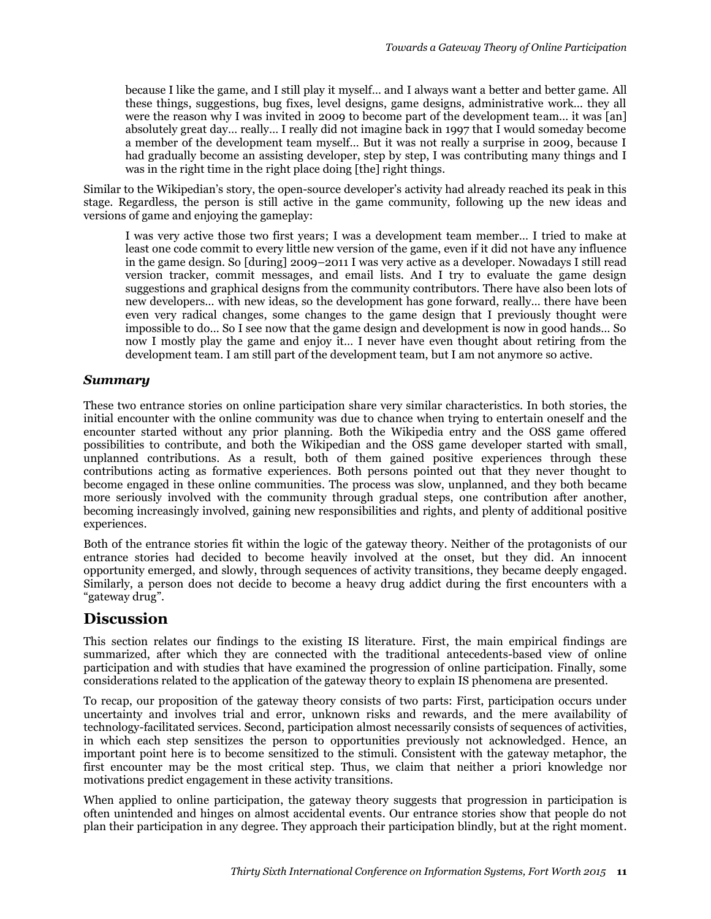> because I like the game, and I still play it myself… and I always want a better and better game. All these things, suggestions, bug fixes, level designs, game designs, administrative work… they all were the reason why I was invited in 2009 to become part of the development team… it was [an] absolutely great day… really… I really did not imagine back in 1997 that I would someday become a member of the development team myself… But it was not really a surprise in 2009, because I had gradually become an assisting developer, step by step, I was contributing many things and I was in the right time in the right place doing [the] right things.

Similar to the Wikipedian's story, the open-source developer's activity had already reached its peak in this stage. Regardless, the person is still active in the game community, following up the new ideas and versions of game and enjoying the gameplay:

> I was very active those two first years; I was a development team member… I tried to make at least one code commit to every little new version of the game, even if it did not have any influence in the game design. So [during] 2009–2011 I was very active as a developer. Nowadays I still read version tracker, commit messages, and email lists. And I try to evaluate the game design suggestions and graphical designs from the community contributors. There have also been lots of new developers… with new ideas, so the development has gone forward, really… there have been even very radical changes, some changes to the game design that I previously thought were impossible to do… So I see now that the game design and development is now in good hands… So now I mostly play the game and enjoy it… I never have even thought about retiring from the development team. I am still part of the development team, but I am not anymore so active.

### *Summary*

These two entrance stories on online participation share very similar characteristics. In both stories, the initial encounter with the online community was due to chance when trying to entertain oneself and the encounter started without any prior planning. Both the Wikipedia entry and the OSS game offered possibilities to contribute, and both the Wikipedian and the OSS game developer started with small, unplanned contributions. As a result, both of them gained positive experiences through these contributions acting as formative experiences. Both persons pointed out that they never thought to become engaged in these online communities. The process was slow, unplanned, and they both became more seriously involved with the community through gradual steps, one contribution after another, becoming increasingly involved, gaining new responsibilities and rights, and plenty of additional positive experiences.

Both of the entrance stories fit within the logic of the gateway theory. Neither of the protagonists of our entrance stories had decided to become heavily involved at the onset, but they did. An innocent opportunity emerged, and slowly, through sequences of activity transitions, they became deeply engaged. Similarly, a person does not decide to become a heavy drug addict during the first encounters with a "gateway drug".

## Discussion

This section relates our findings to the existing IS literature. First, the main empirical findings are summarized, after which they are connected with the traditional antecedents-based view of online participation and with studies that have examined the progression of online participation. Finally, some considerations related to the application of the gateway theory to explain IS phenomena are presented.

To recap, our proposition of the gateway theory consists of two parts: First, participation occurs under uncertainty and involves trial and error, unknown risks and rewards, and the mere availability of technology-facilitated services. Second, participation almost necessarily consists of sequences of activities, in which each step sensitizes the person to opportunities previously not acknowledged. Hence, an important point here is to become sensitized to the stimuli. Consistent with the gateway metaphor, the first encounter may be the most critical step. Thus, we claim that neither a priori knowledge nor motivations predict engagement in these activity transitions.

When applied to online participation, the gateway theory suggests that progression in participation is often unintended and hinges on almost accidental events. Our entrance stories show that people do not plan their participation in any degree. They approach their participation blindly, but at the right moment.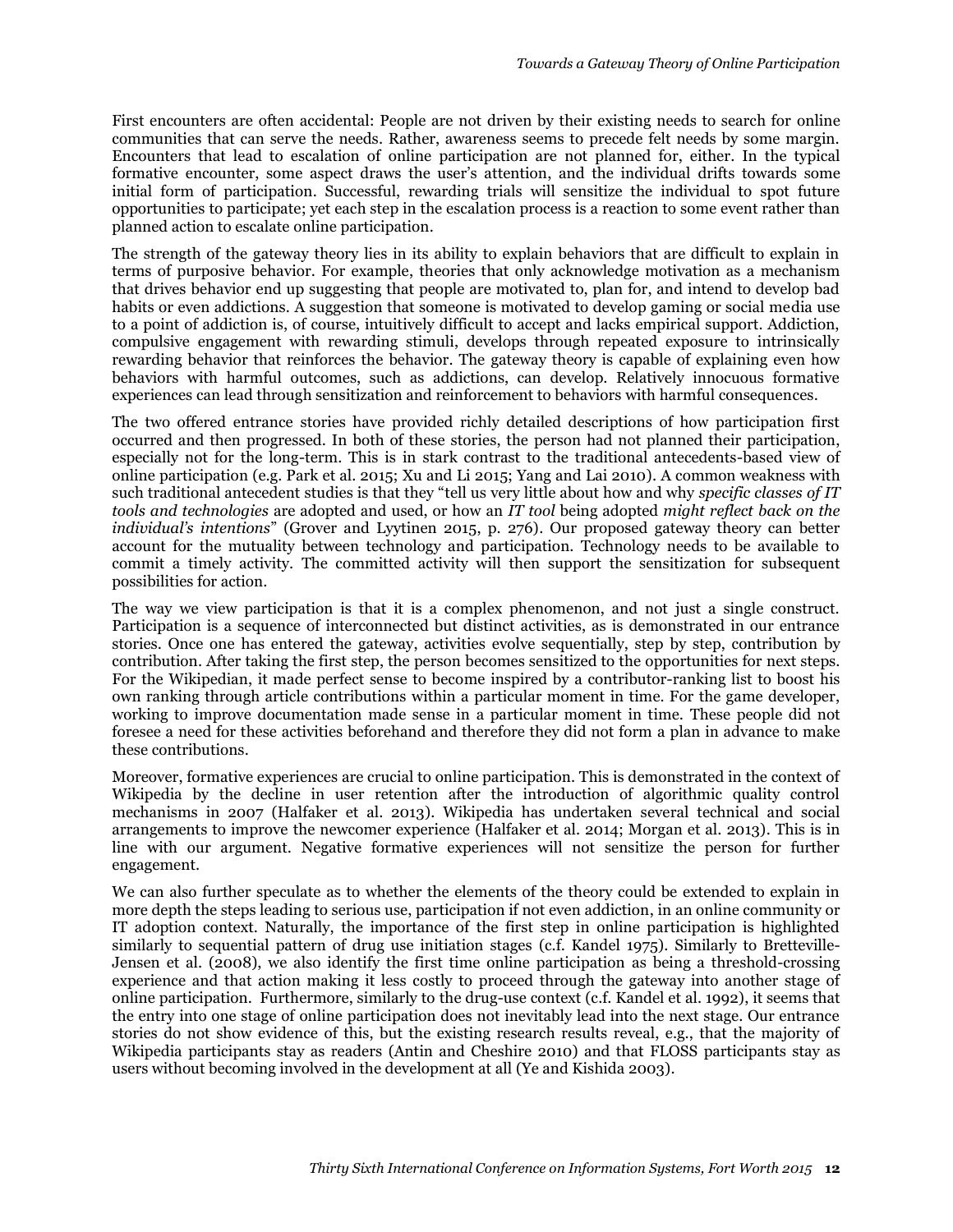First encounters are often accidental: People are not driven by their existing needs to search for online communities that can serve the needs. Rather, awareness seems to precede felt needs by some margin. Encounters that lead to escalation of online participation are not planned for, either. In the typical formative encounter, some aspect draws the user's attention, and the individual drifts towards some initial form of participation. Successful, rewarding trials will sensitize the individual to spot future opportunities to participate; yet each step in the escalation process is a reaction to some event rather than planned action to escalate online participation.

The strength of the gateway theory lies in its ability to explain behaviors that are difficult to explain in terms of purposive behavior. For example, theories that only acknowledge motivation as a mechanism that drives behavior end up suggesting that people are motivated to, plan for, and intend to develop bad habits or even addictions. A suggestion that someone is motivated to develop gaming or social media use to a point of addiction is, of course, intuitively difficult to accept and lacks empirical support. Addiction, compulsive engagement with rewarding stimuli, develops through repeated exposure to intrinsically rewarding behavior that reinforces the behavior. The gateway theory is capable of explaining even how behaviors with harmful outcomes, such as addictions, can develop. Relatively innocuous formative experiences can lead through sensitization and reinforcement to behaviors with harmful consequences.

The two offered entrance stories have provided richly detailed descriptions of how participation first occurred and then progressed. In both of these stories, the person had not planned their participation, especially not for the long-term. This is in stark contrast to the traditional antecedents-based view of online participation (e.g. Park et al. 2015; Xu and Li 2015; Yang and Lai 2010). A common weakness with such traditional antecedent studies is that they "tell us very little about how and why *specific classes of IT tools and technologies* are adopted and used, or how an *IT tool* being adopted *might reflect back on the individual's intentions*" (Grover and Lyytinen 2015, p. 276). Our proposed gateway theory can better account for the mutuality between technology and participation. Technology needs to be available to commit a timely activity. The committed activity will then support the sensitization for subsequent possibilities for action.

The way we view participation is that it is a complex phenomenon, and not just a single construct. Participation is a sequence of interconnected but distinct activities, as is demonstrated in our entrance stories. Once one has entered the gateway, activities evolve sequentially, step by step, contribution by contribution. After taking the first step, the person becomes sensitized to the opportunities for next steps. For the Wikipedian, it made perfect sense to become inspired by a contributor-ranking list to boost his own ranking through article contributions within a particular moment in time. For the game developer, working to improve documentation made sense in a particular moment in time. These people did not foresee a need for these activities beforehand and therefore they did not form a plan in advance to make these contributions.

Moreover, formative experiences are crucial to online participation. This is demonstrated in the context of Wikipedia by the decline in user retention after the introduction of algorithmic quality control mechanisms in 2007 (Halfaker et al. 2013). Wikipedia has undertaken several technical and social arrangements to improve the newcomer experience (Halfaker et al. 2014; Morgan et al. 2013). This is in line with our argument. Negative formative experiences will not sensitize the person for further engagement.

We can also further speculate as to whether the elements of the theory could be extended to explain in more depth the steps leading to serious use, participation if not even addiction, in an online community or IT adoption context. Naturally, the importance of the first step in online participation is highlighted similarly to sequential pattern of drug use initiation stages (c.f. Kandel 1975). Similarly to Bretteville-Jensen et al. (2008), we also identify the first time online participation as being a threshold-crossing experience and that action making it less costly to proceed through the gateway into another stage of online participation. Furthermore, similarly to the drug-use context (c.f. Kandel et al. 1992), it seems that the entry into one stage of online participation does not inevitably lead into the next stage. Our entrance stories do not show evidence of this, but the existing research results reveal, e.g., that the majority of Wikipedia participants stay as readers (Antin and Cheshire 2010) and that FLOSS participants stay as users without becoming involved in the development at all (Ye and Kishida 2003).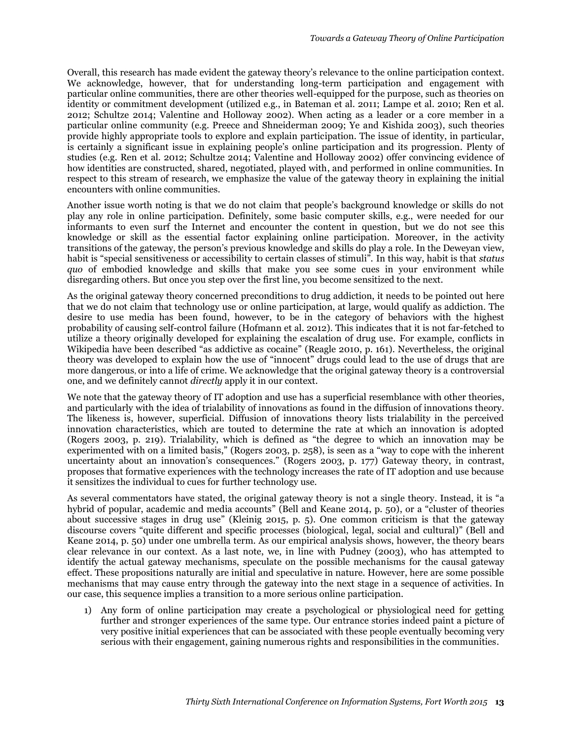Overall, this research has made evident the gateway theory's relevance to the online participation context. We acknowledge, however, that for understanding long-term participation and engagement with particular online communities, there are other theories well-equipped for the purpose, such as theories on identity or commitment development (utilized e.g., in Bateman et al. 2011; Lampe et al. 2010; Ren et al. 2012; Schultze 2014; Valentine and Holloway 2002). When acting as a leader or a core member in a particular online community (e.g. Preece and Shneiderman 2009; Ye and Kishida 2003), such theories provide highly appropriate tools to explore and explain participation. The issue of identity, in particular, is certainly a significant issue in explaining people's online participation and its progression. Plenty of studies (e.g. Ren et al. 2012; Schultze 2014; Valentine and Holloway 2002) offer convincing evidence of how identities are constructed, shared, negotiated, played with, and performed in online communities. In respect to this stream of research, we emphasize the value of the gateway theory in explaining the initial encounters with online communities.

Another issue worth noting is that we do not claim that people's background knowledge or skills do not play any role in online participation. Definitely, some basic computer skills, e.g., were needed for our informants to even surf the Internet and encounter the content in question, but we do not see this knowledge or skill as the essential factor explaining online participation. Moreover, in the activity transitions of the gateway, the person's previous knowledge and skills do play a role. In the Deweyan view, habit is "special sensitiveness or accessibility to certain classes of stimuli". In this way, habit is that *status quo* of embodied knowledge and skills that make you see some cues in your environment while disregarding others. But once you step over the first line, you become sensitized to the next.

As the original gateway theory concerned preconditions to drug addiction, it needs to be pointed out here that we do not claim that technology use or online participation, at large, would qualify as addiction. The desire to use media has been found, however, to be in the category of behaviors with the highest probability of causing self-control failure (Hofmann et al. 2012). This indicates that it is not far-fetched to utilize a theory originally developed for explaining the escalation of drug use. For example, conflicts in Wikipedia have been described "as addictive as cocaine" (Reagle 2010, p. 161). Nevertheless, the original theory was developed to explain how the use of "innocent" drugs could lead to the use of drugs that are more dangerous, or into a life of crime. We acknowledge that the original gateway theory is a controversial one, and we definitely cannot *directly* apply it in our context.

We note that the gateway theory of IT adoption and use has a superficial resemblance with other theories, and particularly with the idea of trialability of innovations as found in the diffusion of innovations theory. The likeness is, however, superficial. Diffusion of innovations theory lists trialability in the perceived innovation characteristics, which are touted to determine the rate at which an innovation is adopted (Rogers 2003, p. 219). Trialability, which is defined as "the degree to which an innovation may be experimented with on a limited basis," (Rogers 2003, p. 258), is seen as a "way to cope with the inherent uncertainty about an innovation's consequences." (Rogers 2003, p. 177) Gateway theory, in contrast, proposes that formative experiences with the technology increases the rate of IT adoption and use because it sensitizes the individual to cues for further technology use.

As several commentators have stated, the original gateway theory is not a single theory. Instead, it is "a hybrid of popular, academic and media accounts" (Bell and Keane 2014, p. 50), or a "cluster of theories about successive stages in drug use" (Kleinig 2015, p. 5). One common criticism is that the gateway discourse covers "quite different and specific processes (biological, legal, social and cultural)" (Bell and Keane 2014, p. 50) under one umbrella term. As our empirical analysis shows, however, the theory bears clear relevance in our context. As a last note, we, in line with Pudney (2003), who has attempted to identify the actual gateway mechanisms, speculate on the possible mechanisms for the causal gateway effect. These propositions naturally are initial and speculative in nature. However, here are some possible mechanisms that may cause entry through the gateway into the next stage in a sequence of activities. In our case, this sequence implies a transition to a more serious online participation.

1) Any form of online participation may create a psychological or physiological need for getting further and stronger experiences of the same type. Our entrance stories indeed paint a picture of very positive initial experiences that can be associated with these people eventually becoming very serious with their engagement, gaining numerous rights and responsibilities in the communities.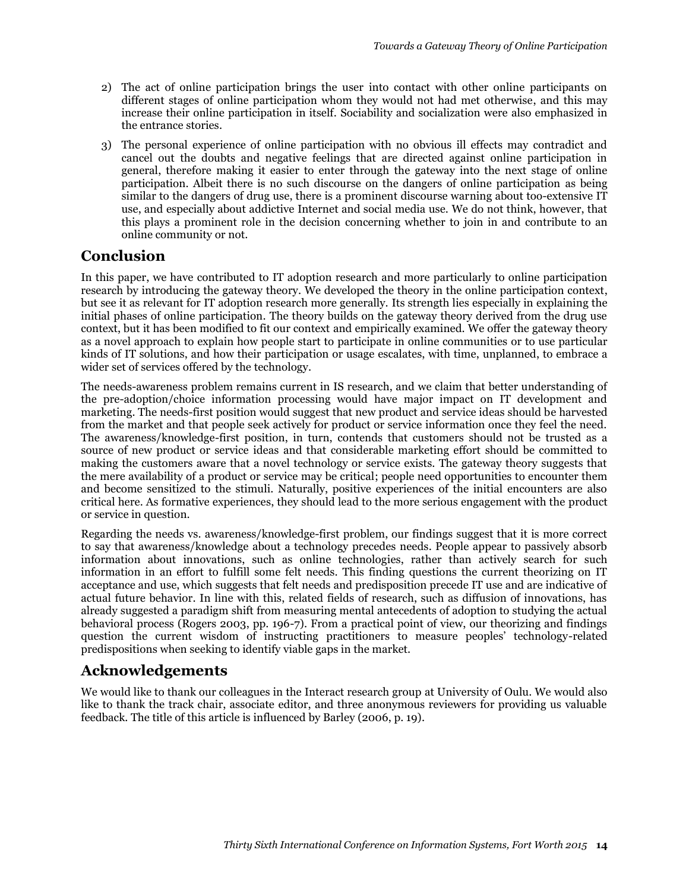2) The act of online participation brings the user into contact with other online participants on different stages of online participation whom they would not had met otherwise, and this may increase their online participation in itself. Sociability and socialization were also emphasized in the entrance stories.

3) The personal experience of online participation with no obvious ill effects may contradict and cancel out the doubts and negative feelings that are directed against online participation in general, therefore making it easier to enter through the gateway into the next stage of online participation. Albeit there is no such discourse on the dangers of online participation as being similar to the dangers of drug use, there is a prominent discourse warning about too-extensive IT use, and especially about addictive Internet and social media use. We do not think, however, that this plays a prominent role in the decision concerning whether to join in and contribute to an online community or not.

## Conclusion

In this paper, we have contributed to IT adoption research and more particularly to online participation research by introducing the gateway theory. We developed the theory in the online participation context, but see it as relevant for IT adoption research more generally. Its strength lies especially in explaining the initial phases of online participation. The theory builds on the gateway theory derived from the drug use context, but it has been modified to fit our context and empirically examined. We offer the gateway theory as a novel approach to explain how people start to participate in online communities or to use particular kinds of IT solutions, and how their participation or usage escalates, with time, unplanned, to embrace a wider set of services offered by the technology.

The needs-awareness problem remains current in IS research, and we claim that better understanding of the pre-adoption/choice information processing would have major impact on IT development and marketing. The needs-first position would suggest that new product and service ideas should be harvested from the market and that people seek actively for product or service information once they feel the need. The awareness/knowledge-first position, in turn, contends that customers should not be trusted as a source of new product or service ideas and that considerable marketing effort should be committed to making the customers aware that a novel technology or service exists. The gateway theory suggests that the mere availability of a product or service may be critical; people need opportunities to encounter them and become sensitized to the stimuli. Naturally, positive experiences of the initial encounters are also critical here. As formative experiences, they should lead to the more serious engagement with the product or service in question.

Regarding the needs vs. awareness/knowledge-first problem, our findings suggest that it is more correct to say that awareness/knowledge about a technology precedes needs. People appear to passively absorb information about innovations, such as online technologies, rather than actively search for such information in an effort to fulfill some felt needs. This finding questions the current theorizing on IT acceptance and use, which suggests that felt needs and predisposition precede IT use and are indicative of actual future behavior. In line with this, related fields of research, such as diffusion of innovations, has already suggested a paradigm shift from measuring mental antecedents of adoption to studying the actual behavioral process (Rogers 2003, pp. 196-7). From a practical point of view, our theorizing and findings question the current wisdom of instructing practitioners to measure peoples' technology-related predispositions when seeking to identify viable gaps in the market.

## Acknowledgements

We would like to thank our colleagues in the Interact research group at University of Oulu. We would also like to thank the track chair, associate editor, and three anonymous reviewers for providing us valuable feedback. The title of this article is influenced by Barley (2006, p. 19).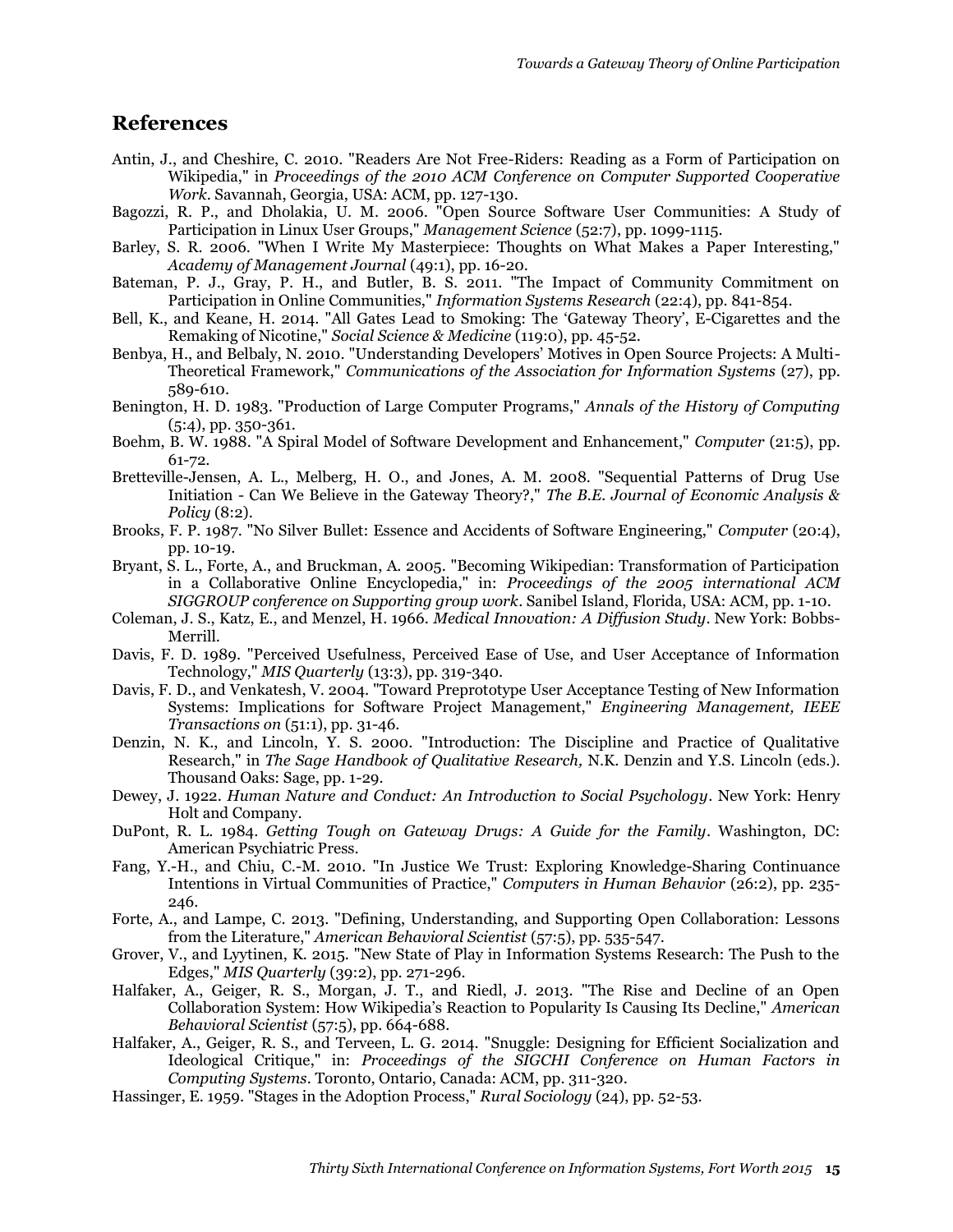## References

Antin, J., and Cheshire, C. 2010. "Readers Are Not Free-Riders: Reading as a Form of Participation on Wikipedia," in *Proceedings of the 2010 ACM Conference on Computer Supported Cooperative Work*. Savannah, Georgia, USA: ACM, pp. 127-130.

Bagozzi, R. P., and Dholakia, U. M. 2006. "Open Source Software User Communities: A Study of Participation in Linux User Groups," *Management Science* (52:7), pp. 1099-1115.

Barley, S. R. 2006. "When I Write My Masterpiece: Thoughts on What Makes a Paper Interesting," *Academy of Management Journal* (49:1), pp. 16-20.

Bateman, P. J., Gray, P. H., and Butler, B. S. 2011. "The Impact of Community Commitment on Participation in Online Communities," *Information Systems Research* (22:4), pp. 841-854.

Bell, K., and Keane, H. 2014. "All Gates Lead to Smoking: The 'Gateway Theory', E-Cigarettes and the Remaking of Nicotine," *Social Science & Medicine* (119:0), pp. 45-52.

Benbya, H., and Belbaly, N. 2010. "Understanding Developers' Motives in Open Source Projects: A Multi-Theoretical Framework," *Communications of the Association for Information Systems* (27), pp. 589-610.

Benington, H. D. 1983. "Production of Large Computer Programs," *Annals of the History of Computing* (5:4), pp. 350-361.

Boehm, B. W. 1988. "A Spiral Model of Software Development and Enhancement," *Computer* (21:5), pp. 61-72.

Bretteville-Jensen, A. L., Melberg, H. O., and Jones, A. M. 2008. "Sequential Patterns of Drug Use Initiation - Can We Believe in the Gateway Theory?," *The B.E. Journal of Economic Analysis & Policy* (8:2).

Brooks, F. P. 1987. "No Silver Bullet: Essence and Accidents of Software Engineering," *Computer* (20:4), pp. 10-19.

Bryant, S. L., Forte, A., and Bruckman, A. 2005. "Becoming Wikipedian: Transformation of Participation in a Collaborative Online Encyclopedia," in: *Proceedings of the 2005 international ACM SIGGROUP conference on Supporting group work*. Sanibel Island, Florida, USA: ACM, pp. 1-10.

Coleman, J. S., Katz, E., and Menzel, H. 1966. *Medical Innovation: A Diffusion Study*. New York: Bobbs-Merrill.

Davis, F. D. 1989. "Perceived Usefulness, Perceived Ease of Use, and User Acceptance of Information Technology," *MIS Quarterly* (13:3), pp. 319-340.

Davis, F. D., and Venkatesh, V. 2004. "Toward Preprototype User Acceptance Testing of New Information Systems: Implications for Software Project Management," *Engineering Management, IEEE Transactions on* (51:1), pp. 31-46.

Denzin, N. K., and Lincoln, Y. S. 2000. "Introduction: The Discipline and Practice of Qualitative Research," in *The Sage Handbook of Qualitative Research,* N.K. Denzin and Y.S. Lincoln (eds.). Thousand Oaks: Sage, pp. 1-29.

Dewey, J. 1922. *Human Nature and Conduct: An Introduction to Social Psychology*. New York: Henry Holt and Company.

DuPont, R. L. 1984. *Getting Tough on Gateway Drugs: A Guide for the Family*. Washington, DC: American Psychiatric Press.

Fang, Y.-H., and Chiu, C.-M. 2010. "In Justice We Trust: Exploring Knowledge-Sharing Continuance Intentions in Virtual Communities of Practice," *Computers in Human Behavior* (26:2), pp. 235-246.

Forte, A., and Lampe, C. 2013. "Defining, Understanding, and Supporting Open Collaboration: Lessons from the Literature," *American Behavioral Scientist* (57:5), pp. 535-547.

Grover, V., and Lyytinen, K. 2015. "New State of Play in Information Systems Research: The Push to the Edges," *MIS Quarterly* (39:2), pp. 271-296.

Halfaker, A., Geiger, R. S., Morgan, J. T., and Riedl, J. 2013. "The Rise and Decline of an Open Collaboration System: How Wikipedia's Reaction to Popularity Is Causing Its Decline," *American Behavioral Scientist* (57:5), pp. 664-688.

Halfaker, A., Geiger, R. S., and Terveen, L. G. 2014. "Snuggle: Designing for Efficient Socialization and Ideological Critique," in: *Proceedings of the SIGCHI Conference on Human Factors in Computing Systems*. Toronto, Ontario, Canada: ACM, pp. 311-320.

Hassinger, E. 1959. "Stages in the Adoption Process," *Rural Sociology* (24), pp. 52-53.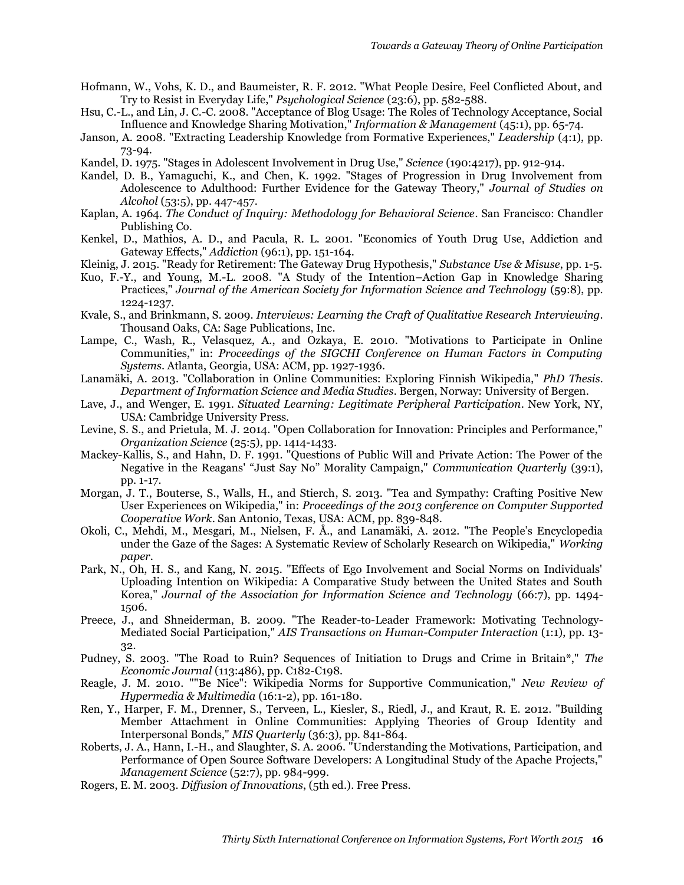Hofmann, W., Vohs, K. D., and Baumeister, R. F. 2012. "What People Desire, Feel Conflicted About, and Try to Resist in Everyday Life," *Psychological Science* (23:6), pp. 582-588.

Hsu, C.-L., and Lin, J. C.-C. 2008. "Acceptance of Blog Usage: The Roles of Technology Acceptance, Social Influence and Knowledge Sharing Motivation," *Information & Management* (45:1), pp. 65-74.

Janson, A. 2008. "Extracting Leadership Knowledge from Formative Experiences," *Leadership* (4:1), pp. 73-94.

Kandel, D. 1975. "Stages in Adolescent Involvement in Drug Use," *Science* (190:4217), pp. 912-914.

Kandel, D. B., Yamaguchi, K., and Chen, K. 1992. "Stages of Progression in Drug Involvement from Adolescence to Adulthood: Further Evidence for the Gateway Theory," *Journal of Studies on Alcohol* (53:5), pp. 447-457.

Kaplan, A. 1964. *The Conduct of Inquiry: Methodology for Behavioral Science*. San Francisco: Chandler Publishing Co.

Kenkel, D., Mathios, A. D., and Pacula, R. L. 2001. "Economics of Youth Drug Use, Addiction and Gateway Effects," *Addiction* (96:1), pp. 151-164.

Kleinig, J. 2015. "Ready for Retirement: The Gateway Drug Hypothesis," *Substance Use & Misuse*, pp. 1-5.

Kuo, F.-Y., and Young, M.-L. 2008. "A Study of the Intention–Action Gap in Knowledge Sharing Practices," *Journal of the American Society for Information Science and Technology* (59:8), pp. 1224-1237.

Kvale, S., and Brinkmann, S. 2009. *Interviews: Learning the Craft of Qualitative Research Interviewing*. Thousand Oaks, CA: Sage Publications, Inc.

Lampe, C., Wash, R., Velasquez, A., and Ozkaya, E. 2010. "Motivations to Participate in Online Communities," in: *Proceedings of the SIGCHI Conference on Human Factors in Computing Systems*. Atlanta, Georgia, USA: ACM, pp. 1927-1936.

Lanamäki, A. 2013. "Collaboration in Online Communities: Exploring Finnish Wikipedia," *PhD Thesis. Department of Information Science and Media Studies*. Bergen, Norway: University of Bergen.

Lave, J., and Wenger, E. 1991. *Situated Learning: Legitimate Peripheral Participation*. New York, NY, USA: Cambridge University Press.

Levine, S. S., and Prietula, M. J. 2014. "Open Collaboration for Innovation: Principles and Performance," *Organization Science* (25:5), pp. 1414-1433.

Mackey-Kallis, S., and Hahn, D. F. 1991. "Questions of Public Will and Private Action: The Power of the Negative in the Reagans' "Just Say No" Morality Campaign," *Communication Quarterly* (39:1), pp. 1-17.

Morgan, J. T., Bouterse, S., Walls, H., and Stierch, S. 2013. "Tea and Sympathy: Crafting Positive New User Experiences on Wikipedia," in: *Proceedings of the 2013 conference on Computer Supported Cooperative Work*. San Antonio, Texas, USA: ACM, pp. 839-848.

Okoli, C., Mehdi, M., Mesgari, M., Nielsen, F. Å., and Lanamäki, A. 2012. "The People's Encyclopedia under the Gaze of the Sages: A Systematic Review of Scholarly Research on Wikipedia," *Working paper*.

Park, N., Oh, H. S., and Kang, N. 2015. "Effects of Ego Involvement and Social Norms on Individuals' Uploading Intention on Wikipedia: A Comparative Study between the United States and South Korea," *Journal of the Association for Information Science and Technology* (66:7), pp. 1494-1506.

Preece, J., and Shneiderman, B. 2009. "The Reader-to-Leader Framework: Motivating Technology-Mediated Social Participation," *AIS Transactions on Human-Computer Interaction* (1:1), pp. 13-32.

Pudney, S. 2003. "The Road to Ruin? Sequences of Initiation to Drugs and Crime in Britain*," *The Economic Journal* (113:486), pp. C182-C198.

Reagle, J. M. 2010. ""Be Nice": Wikipedia Norms for Supportive Communication," *New Review of Hypermedia & Multimedia* (16:1-2), pp. 161-180.

Ren, Y., Harper, F. M., Drenner, S., Terveen, L., Kiesler, S., Riedl, J., and Kraut, R. E. 2012. "Building Member Attachment in Online Communities: Applying Theories of Group Identity and Interpersonal Bonds," *MIS Quarterly* (36:3), pp. 841-864.

Roberts, J. A., Hann, I.-H., and Slaughter, S. A. 2006. "Understanding the Motivations, Participation, and Performance of Open Source Software Developers: A Longitudinal Study of the Apache Projects," *Management Science* (52:7), pp. 984-999.

Rogers, E. M. 2003. *Diffusion of Innovations*, (5th ed.). Free Press.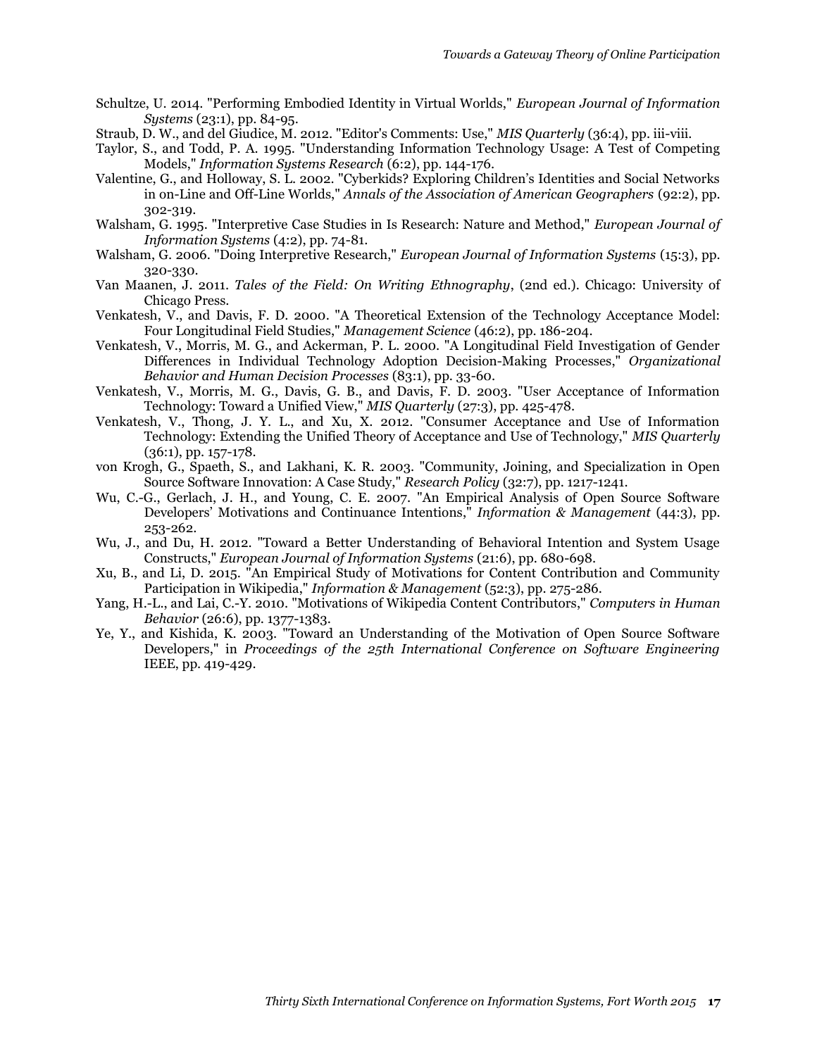Schultze, U. 2014. "Performing Embodied Identity in Virtual Worlds," *European Journal of Information Systems* (23:1), pp. 84-95.

Straub, D. W., and del Giudice, M. 2012. "Editor's Comments: Use," *MIS Quarterly* (36:4), pp. iii-viii.

Taylor, S., and Todd, P. A. 1995. "Understanding Information Technology Usage: A Test of Competing Models," *Information Systems Research* (6:2), pp. 144-176.

Valentine, G., and Holloway, S. L. 2002. "Cyberkids? Exploring Children's Identities and Social Networks in on-Line and Off-Line Worlds," *Annals of the Association of American Geographers* (92:2), pp. 302-319.

Walsham, G. 1995. "Interpretive Case Studies in Is Research: Nature and Method," *European Journal of Information Systems* (4:2), pp. 74-81.

Walsham, G. 2006. "Doing Interpretive Research," *European Journal of Information Systems* (15:3), pp. 320-330.

Van Maanen, J. 2011. *Tales of the Field: On Writing Ethnography*, (2nd ed.). Chicago: University of Chicago Press.

Venkatesh, V., and Davis, F. D. 2000. "A Theoretical Extension of the Technology Acceptance Model: Four Longitudinal Field Studies," *Management Science* (46:2), pp. 186-204.

Venkatesh, V., Morris, M. G., and Ackerman, P. L. 2000. "A Longitudinal Field Investigation of Gender Differences in Individual Technology Adoption Decision-Making Processes," *Organizational Behavior and Human Decision Processes* (83:1), pp. 33-60.

Venkatesh, V., Morris, M. G., Davis, G. B., and Davis, F. D. 2003. "User Acceptance of Information Technology: Toward a Unified View," *MIS Quarterly* (27:3), pp. 425-478.

Venkatesh, V., Thong, J. Y. L., and Xu, X. 2012. "Consumer Acceptance and Use of Information Technology: Extending the Unified Theory of Acceptance and Use of Technology," *MIS Quarterly* (36:1), pp. 157-178.

von Krogh, G., Spaeth, S., and Lakhani, K. R. 2003. "Community, Joining, and Specialization in Open Source Software Innovation: A Case Study," *Research Policy* (32:7), pp. 1217-1241.

Wu, C.-G., Gerlach, J. H., and Young, C. E. 2007. "An Empirical Analysis of Open Source Software Developers' Motivations and Continuance Intentions," *Information & Management* (44:3), pp. 253-262.

Wu, J., and Du, H. 2012. "Toward a Better Understanding of Behavioral Intention and System Usage Constructs," *European Journal of Information Systems* (21:6), pp. 680-698.

Xu, B., and Li, D. 2015. "An Empirical Study of Motivations for Content Contribution and Community Participation in Wikipedia," *Information & Management* (52:3), pp. 275-286.

Yang, H.-L., and Lai, C.-Y. 2010. "Motivations of Wikipedia Content Contributors," *Computers in Human Behavior* (26:6), pp. 1377-1383.

Ye, Y., and Kishida, K. 2003. "Toward an Understanding of the Motivation of Open Source Software Developers," in *Proceedings of the 25th International Conference on Software Engineering* IEEE, pp. 419-429.